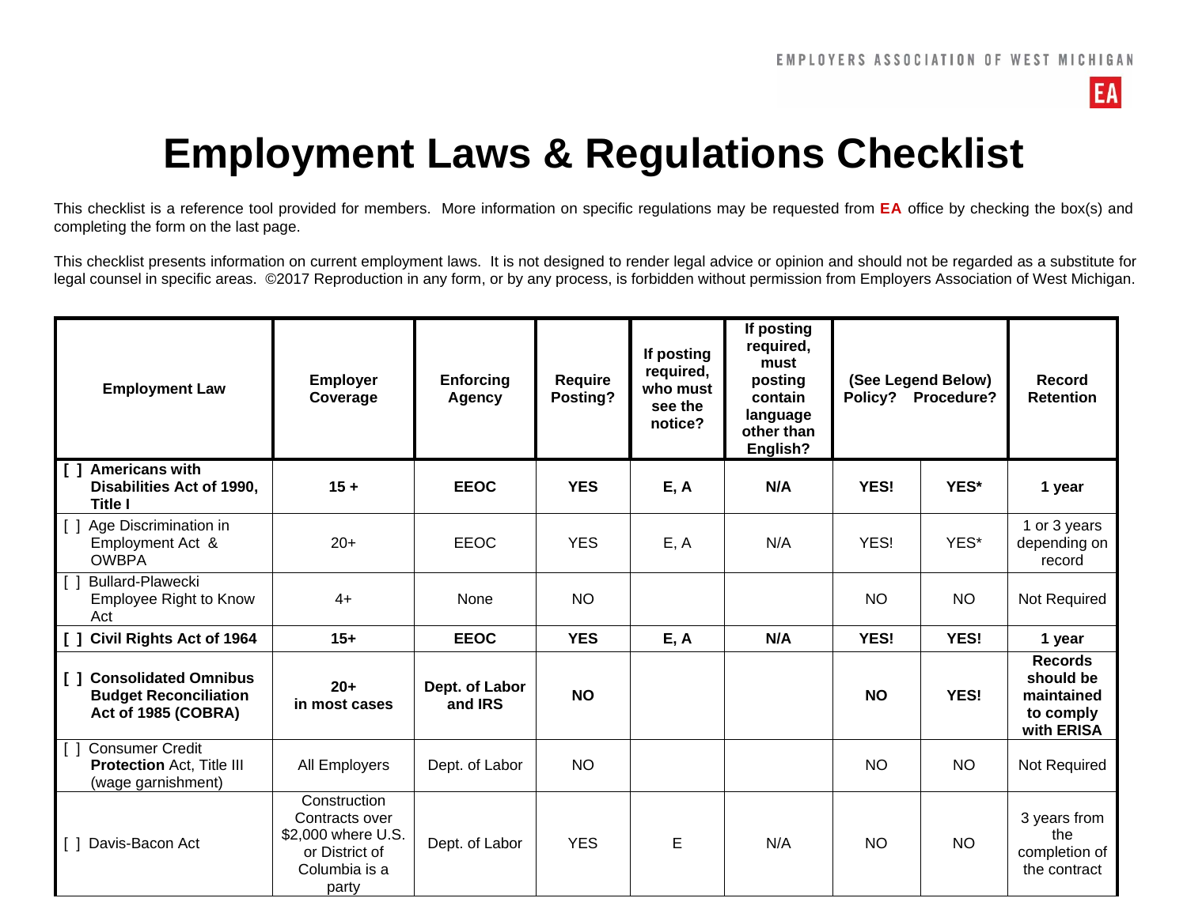# Employment Laws & Regulations Checklist

This checklist is a reference tool provided for members. More information on specific regulations may be requested from **EA** office by checking the box(s) and completing the form on the last page.

This checklist presents information on current employment laws. It is not designed to render legal advice or opinion and should not be regarded as a substitute for legal counsel in specific areas. ©2017 Reproduction in any form, or by any process, is forbidden without permission from Employers Association of West Michigan.

| Employment Law | Employer Coverage | Enforcing Agency | Require Posting? | If posting required, who must see the notice? | If posting required, must posting contain language other than English? | (See Legend Below) Policy? | Procedure? | Record Retention |
|---|---|---|---|---|---|---|---|---|
| **[ ] Americans with Disabilities Act of 1990, Title I** | **15 +** | **EEOC** | **YES** | **E, A** | **N/A** | **YES!** | **YES*** | **1 year** |
| [ ] Age Discrimination in Employment Act & OWBPA | 20+ | EEOC | YES | E, A | N/A | YES! | YES* | 1 or 3 years depending on record |
| [ ] Bullard-Plawecki Employee Right to Know Act | 4+ | None | NO | | | NO | NO | Not Required |
| **[ ] Civil Rights Act of 1964** | **15+** | **EEOC** | **YES** | **E, A** | **N/A** | **YES!** | **YES!** | **1 year** |
| **[ ] Consolidated Omnibus Budget Reconciliation Act of 1985 (COBRA)** | **20+ in most cases** | **Dept. of Labor and IRS** | **NO** | | | **NO** | **YES!** | **Records should be maintained to comply with ERISA** |
| [ ] Consumer Credit **Protection** Act, Title III (wage garnishment) | All Employers | Dept. of Labor | NO | | | NO | NO | Not Required |
| [ ] Davis-Bacon Act | Construction Contracts over $2,000 where U.S. or District of Columbia is a party | Dept. of Labor | YES | E | N/A | NO | NO | 3 years from the completion of the contract |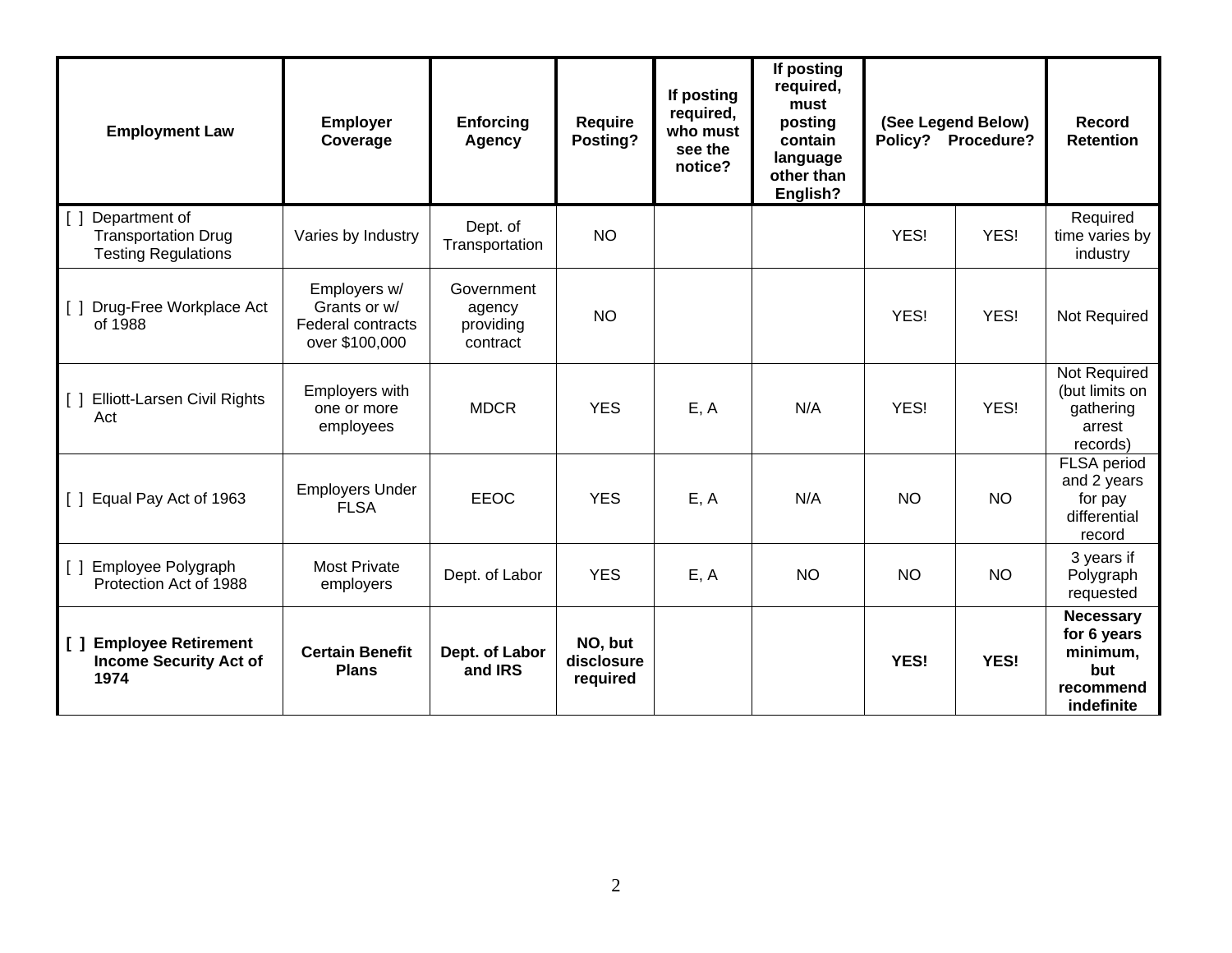| Employment Law | Employer Coverage | Enforcing Agency | Require Posting? | If posting required, who must see the notice? | If posting required, must posting contain language other than English? | (See Legend Below) Policy? | Procedure? | Record Retention |
|---|---|---|---|---|---|---|---|---|
| [ ] Department of Transportation Drug Testing Regulations | Varies by Industry | Dept. of Transportation | NO | | | YES! | YES! | Required time varies by industry |
| [ ] Drug-Free Workplace Act of 1988 | Employers w/ Grants or w/ Federal contracts over $100,000 | Government agency providing contract | NO | | | YES! | YES! | Not Required |
| [ ] Elliott-Larsen Civil Rights Act | Employers with one or more employees | MDCR | YES | E, A | N/A | YES! | YES! | Not Required (but limits on gathering arrest records) |
| [ ] Equal Pay Act of 1963 | Employers Under FLSA | EEOC | YES | E, A | N/A | NO | NO | FLSA period and 2 years for pay differential record |
| [ ] Employee Polygraph Protection Act of 1988 | Most Private employers | Dept. of Labor | YES | E, A | NO | NO | NO | 3 years if Polygraph requested |
| **[ ] Employee Retirement Income Security Act of 1974** | **Certain Benefit Plans** | **Dept. of Labor and IRS** | **NO, but disclosure required** | | | **YES!** | **YES!** | **Necessary for 6 years minimum, but recommend indefinite** |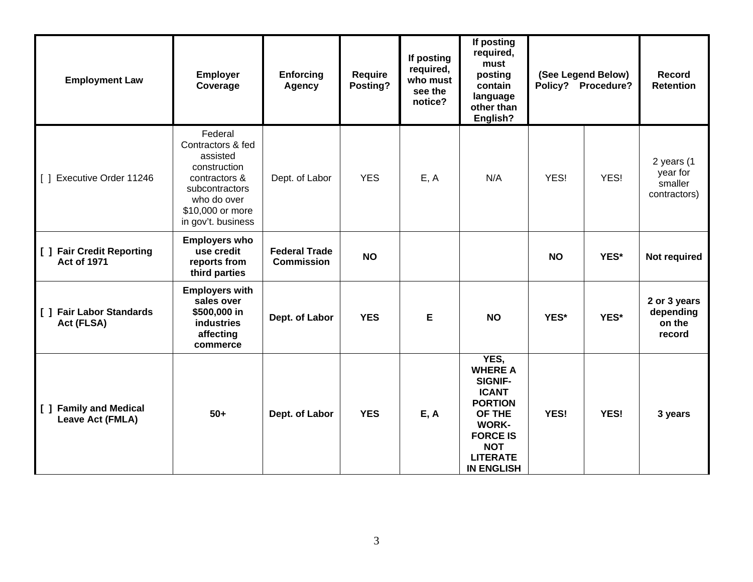| Employment Law | Employer Coverage | Enforcing Agency | Require Posting? | If posting required, who must see the notice? | If posting required, must posting contain language other than English? | (See Legend Below) Policy? | Procedure? | Record Retention |
|---|---|---|---|---|---|---|---|---|
| [ ] Executive Order 11246 | Federal Contractors & fed assisted construction contractors & subcontractors who do over $10,000 or more in gov't. business | Dept. of Labor | YES | E, A | N/A | YES! | YES! | 2 years (1 year for smaller contractors) |
| **[ ] Fair Credit Reporting Act of 1971** | **Employers who use credit reports from third parties** | **Federal Trade Commission** | **NO** | | | **NO** | **YES*** | **Not required** |
| **[ ] Fair Labor Standards Act (FLSA)** | **Employers with sales over $500,000 in industries affecting commerce** | **Dept. of Labor** | **YES** | **E** | **NO** | **YES*** | **YES*** | **2 or 3 years depending on the record** |
| **[ ] Family and Medical Leave Act (FMLA)** | **50+** | **Dept. of Labor** | **YES** | **E, A** | **YES, WHERE A SIGNIFICANT PORTION OF THE WORKFORCE IS NOT LITERATE IN ENGLISH** | **YES!** | **YES!** | **3 years** |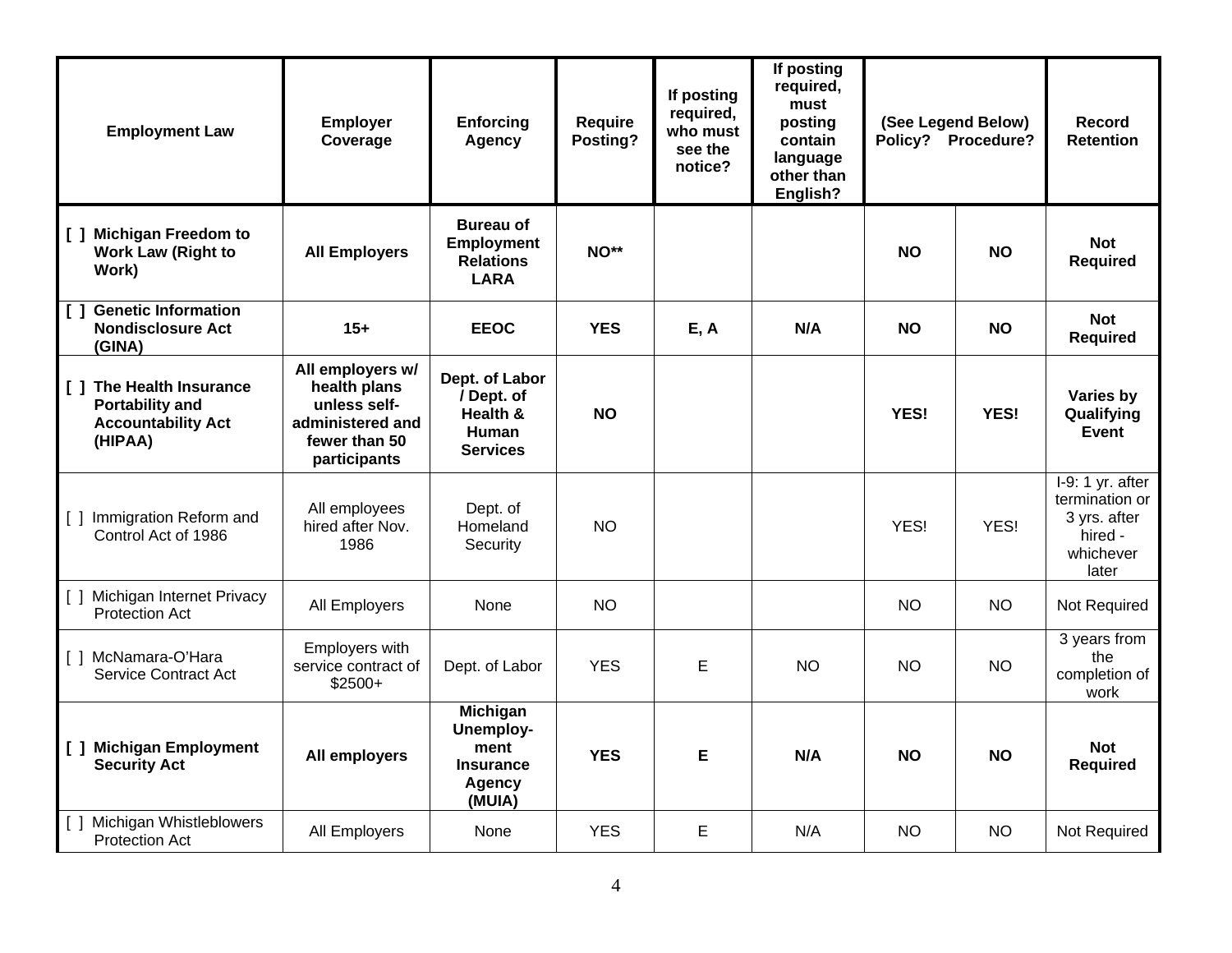| Employment Law | Employer Coverage | Enforcing Agency | Require Posting? | If posting required, who must see the notice? | If posting required, must posting contain language other than English? | (See Legend Below) Policy? | Procedure? | Record Retention |
|---|---|---|---|---|---|---|---|---|
| **[ ] Michigan Freedom to Work Law (Right to Work)** | **All Employers** | **Bureau of Employment Relations LARA** | **NO\*\*** | | | **NO** | **NO** | **Not Required** |
| **[ ] Genetic Information Nondisclosure Act (GINA)** | **15+** | **EEOC** | **YES** | **E, A** | **N/A** | **NO** | **NO** | **Not Required** |
| **[ ] The Health Insurance Portability and Accountability Act (HIPAA)** | **All employers w/ health plans unless self-administered and fewer than 50 participants** | **Dept. of Labor / Dept. of Health & Human Services** | **NO** | | | **YES!** | **YES!** | **Varies by Qualifying Event** |
| [ ] Immigration Reform and Control Act of 1986 | All employees hired after Nov. 1986 | Dept. of Homeland Security | NO | | | YES! | YES! | I-9: 1 yr. after termination or 3 yrs. after hired - whichever later |
| [ ] Michigan Internet Privacy Protection Act | All Employers | None | NO | | | NO | NO | Not Required |
| [ ] McNamara-O'Hara Service Contract Act | Employers with service contract of $2500+ | Dept. of Labor | YES | E | NO | NO | NO | 3 years from the completion of work |
| **[ ] Michigan Employment Security Act** | **All employers** | **Michigan Unemploy-ment Insurance Agency (MUIA)** | **YES** | **E** | **N/A** | **NO** | **NO** | **Not Required** |
| [ ] Michigan Whistleblowers Protection Act | All Employers | None | YES | E | N/A | NO | NO | Not Required |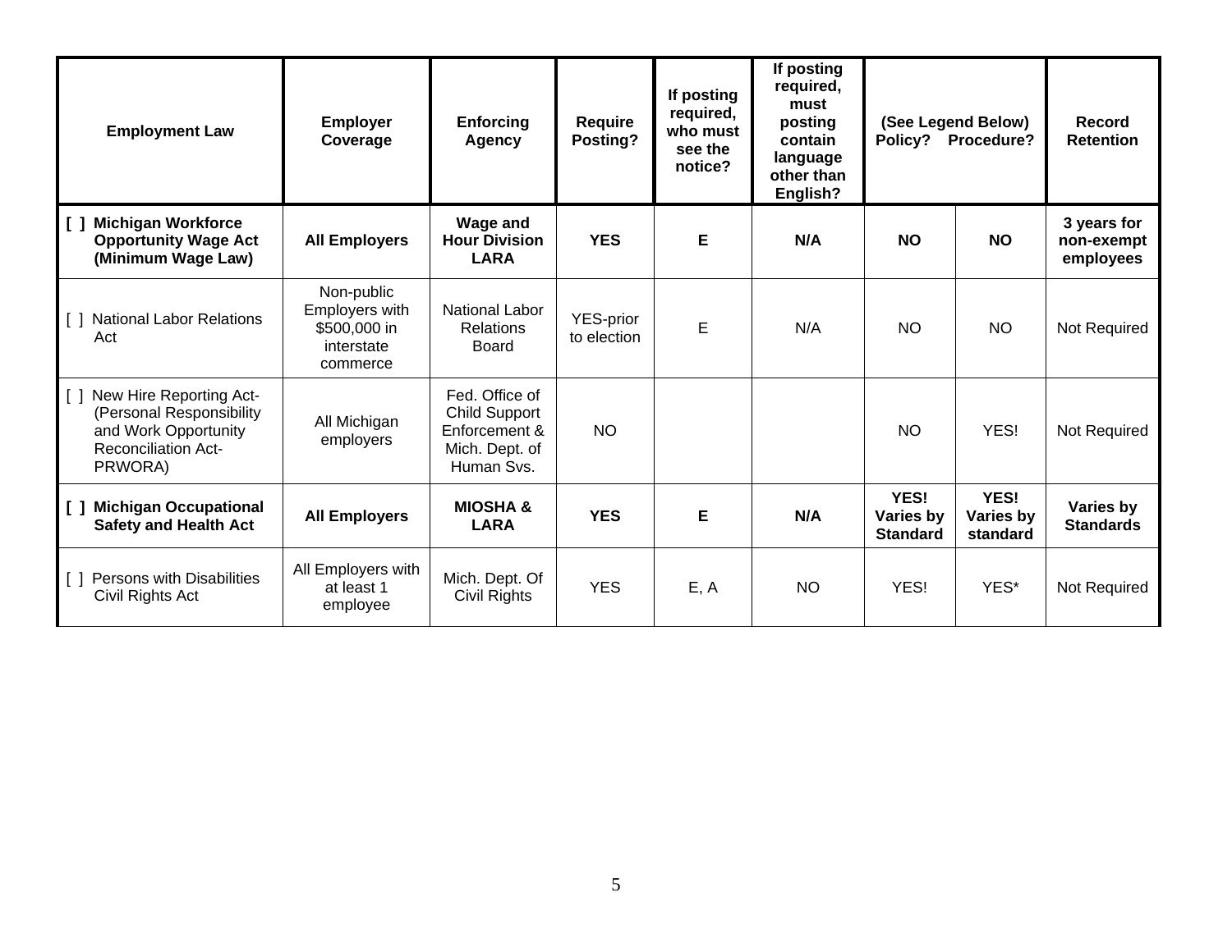| Employment Law | Employer Coverage | Enforcing Agency | Require Posting? | If posting required, who must see the notice? | If posting required, must posting contain language other than English? | (See Legend Below) Policy? | Procedure? | Record Retention |
|---|---|---|---|---|---|---|---|---|
| **[ ] Michigan Workforce Opportunity Wage Act (Minimum Wage Law)** | **All Employers** | **Wage and Hour Division LARA** | **YES** | **E** | **N/A** | **NO** | **NO** | **3 years for non-exempt employees** |
| [ ] National Labor Relations Act | Non-public Employers with $500,000 in interstate commerce | National Labor Relations Board | YES-prior to election | E | N/A | NO | NO | Not Required |
| [ ] New Hire Reporting Act- (Personal Responsibility and Work Opportunity Reconciliation Act- PRWORA) | All Michigan employers | Fed. Office of Child Support Enforcement & Mich. Dept. of Human Svs. | NO | | | NO | YES! | Not Required |
| **[ ] Michigan Occupational Safety and Health Act** | **All Employers** | **MIOSHA & LARA** | **YES** | **E** | **N/A** | **YES! Varies by Standard** | **YES! Varies by standard** | **Varies by Standards** |
| [ ] Persons with Disabilities Civil Rights Act | All Employers with at least 1 employee | Mich. Dept. Of Civil Rights | YES | E, A | NO | YES! | YES* | Not Required |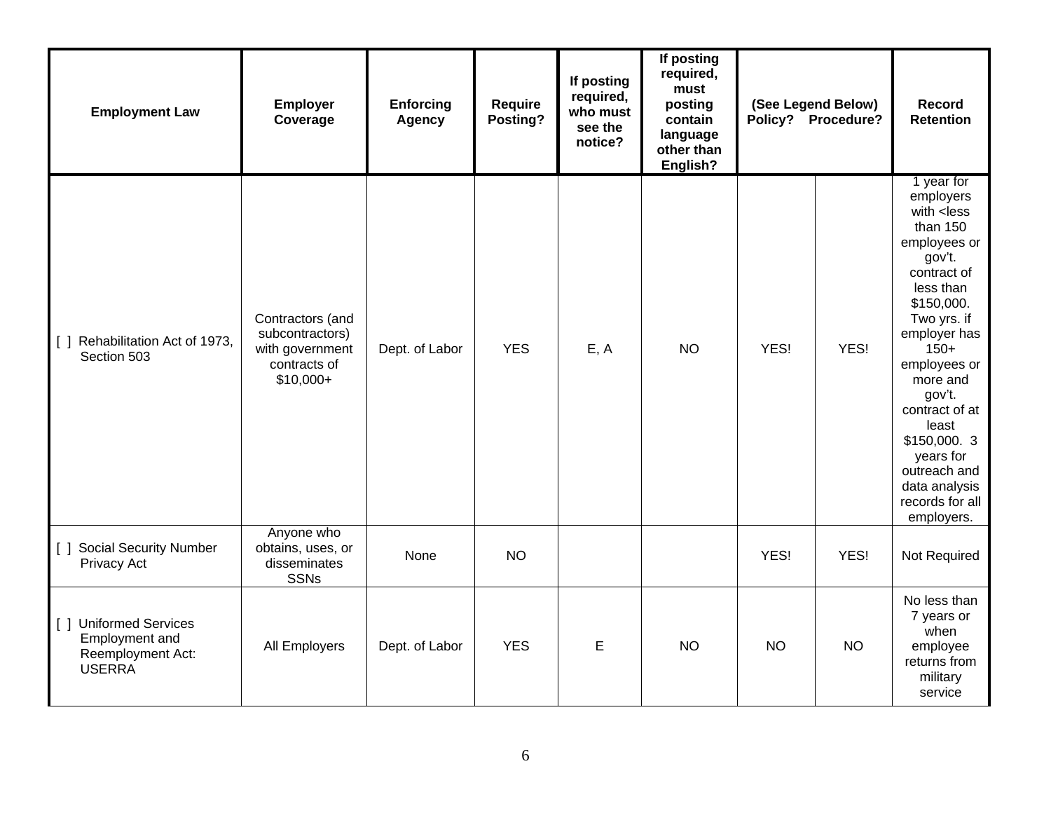| Employment Law | Employer Coverage | Enforcing Agency | Require Posting? | If posting required, who must see the notice? | If posting required, must posting contain language other than English? | (See Legend Below) Policy? | Procedure? | Record Retention |
|---|---|---|---|---|---|---|---|---|
| [ ] Rehabilitation Act of 1973, Section 503 | Contractors (and subcontractors) with government contracts of $10,000+ | Dept. of Labor | YES | E, A | NO | YES! | YES! | 1 year for employers with <less than 150 employees or gov't. contract of less than $150,000. Two yrs. if employer has 150+ employees or more and gov't. contract of at least $150,000. 3 years for outreach and data analysis records for all employers. |
| [ ] Social Security Number Privacy Act | Anyone who obtains, uses, or disseminates SSNs | None | NO | | | YES! | YES! | Not Required |
| [ ] Uniformed Services Employment and Reemployment Act: USERRA | All Employers | Dept. of Labor | YES | E | NO | NO | NO | No less than 7 years or when employee returns from military service |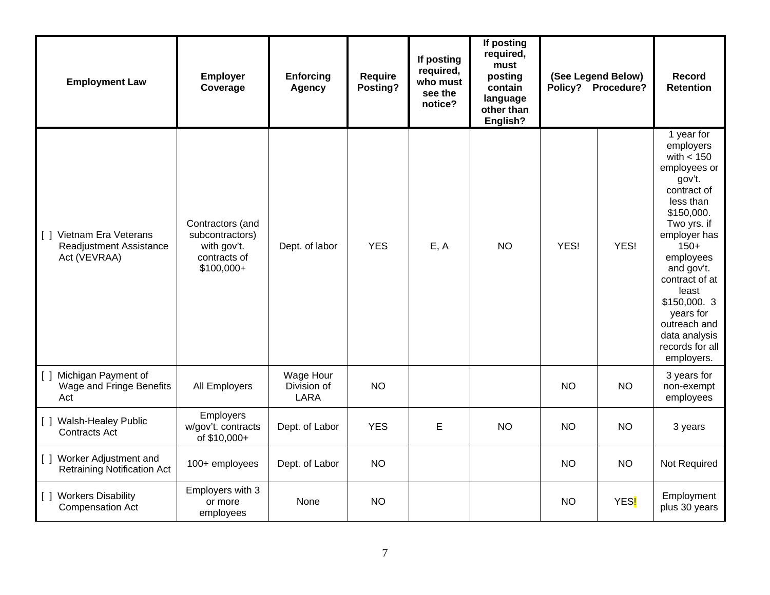| Employment Law | Employer Coverage | Enforcing Agency | Require Posting? | If posting required, who must see the notice? | If posting required, must posting contain language other than English? | (See Legend Below) Policy? | Procedure? | Record Retention |
|---|---|---|---|---|---|---|---|---|
| [ ] Vietnam Era Veterans Readjustment Assistance Act (VEVRAA) | Contractors (and subcontractors) with gov't. contracts of $100,000+ | Dept. of labor | YES | E, A | NO | YES! | YES! | 1 year for employers with < 150 employees or gov't. contract of less than $150,000. Two yrs. if employer has 150+ employees and gov't. contract of at least $150,000. 3 years for outreach and data analysis records for all employers. |
| [ ] Michigan Payment of Wage and Fringe Benefits Act | All Employers | Wage Hour Division of LARA | NO | | | NO | NO | 3 years for non-exempt employees |
| [ ] Walsh-Healey Public Contracts Act | Employers w/gov't. contracts of $10,000+ | Dept. of Labor | YES | E | NO | NO | NO | 3 years |
| [ ] Worker Adjustment and Retraining Notification Act | 100+ employees | Dept. of Labor | NO | | | NO | NO | Not Required |
| [ ] Workers Disability Compensation Act | Employers with 3 or more employees | None | NO | | | NO | YES! | Employment plus 30 years |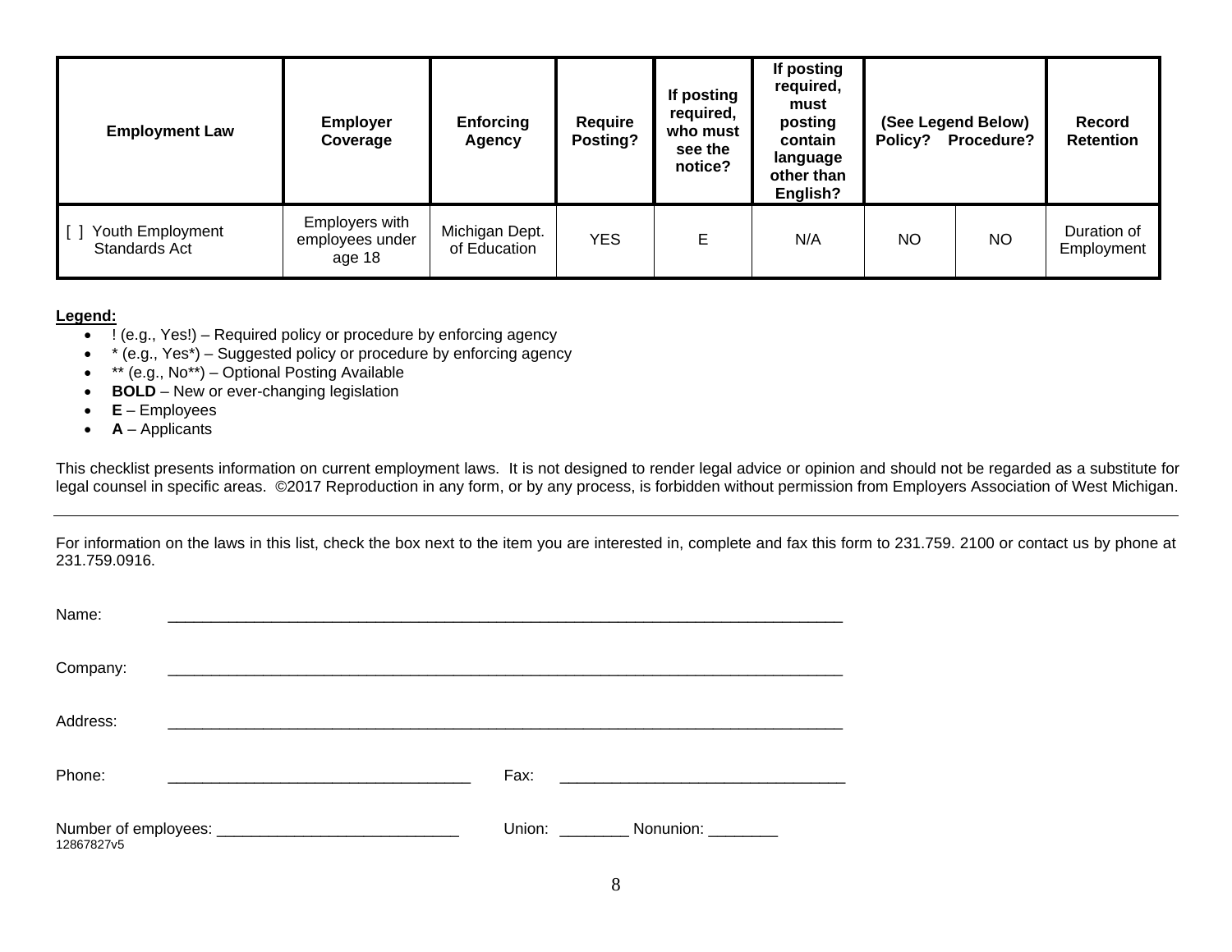| Employment Law | Employer Coverage | Enforcing Agency | Require Posting? | If posting required, who must see the notice? | If posting required, must posting contain language other than English? | (See Legend Below) Policy? | Procedure? | Record Retention |
|---|---|---|---|---|---|---|---|---|
| [ ] Youth Employment Standards Act | Employers with employees under age 18 | Michigan Dept. of Education | YES | E | N/A | NO | NO | Duration of Employment |

**Legend:**

- ! (e.g., Yes!) – Required policy or procedure by enforcing agency
- * (e.g., Yes*) – Suggested policy or procedure by enforcing agency
- ** (e.g., No**) – Optional Posting Available
- **BOLD** – New or ever-changing legislation
- **E** – Employees
- **A** – Applicants

This checklist presents information on current employment laws. It is not designed to render legal advice or opinion and should not be regarded as a substitute for legal counsel in specific areas. ©2017 Reproduction in any form, or by any process, is forbidden without permission from Employers Association of West Michigan.

---

For information on the laws in this list, check the box next to the item you are interested in, complete and fax this form to 231.759. 2100 or contact us by phone at 231.759.0916.

Name: ___________________________________________________________________________

Company: ___________________________________________________________________________

Address: ___________________________________________________________________________

Phone: _________________________________ Fax: _______________________________

Number of employees: ___________________________ Union: ________ Nonunion: ________

12867827v5